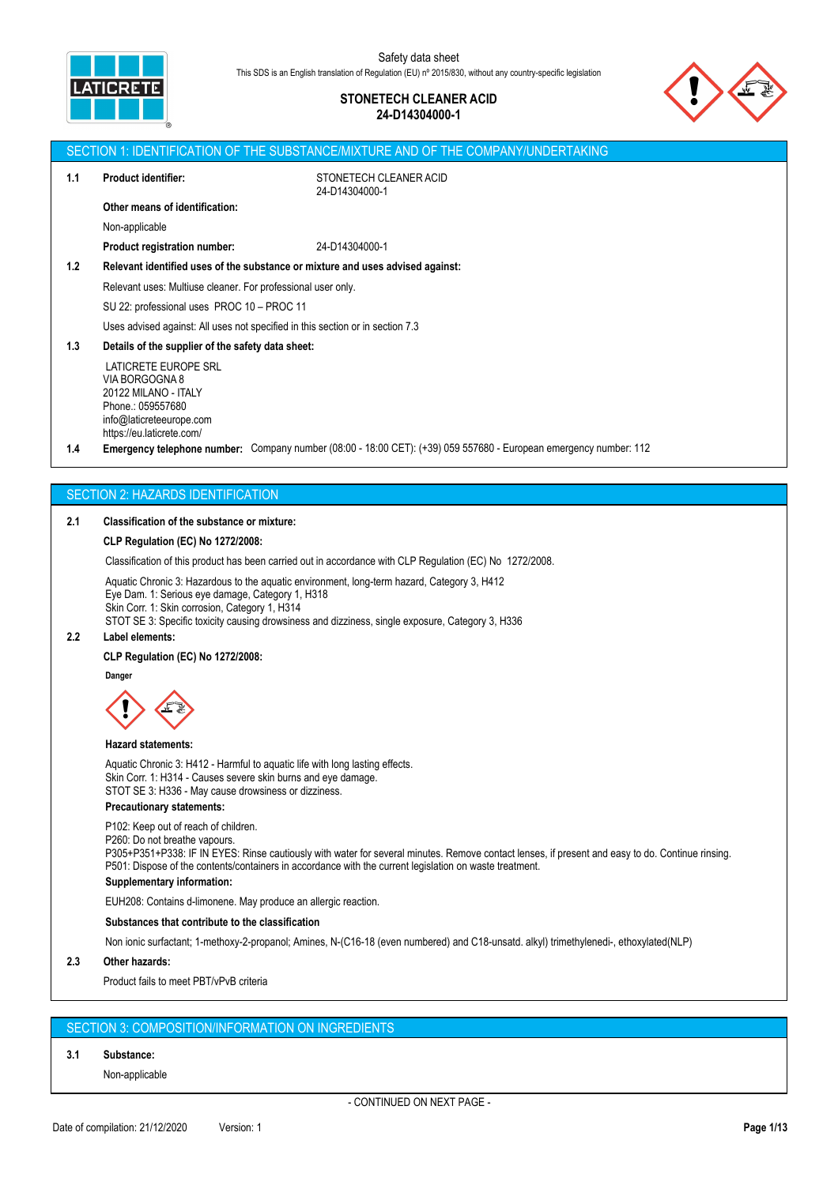Safety data sheet

This SDS is an English translation of Regulation (EU) nº 2015/830, without any country-specific legislation

**STONETECH CLEANER ACID**
**24-D14304000-1**

## SECTION 1: IDENTIFICATION OF THE SUBSTANCE/MIXTURE AND OF THE COMPANY/UNDERTAKING

**1.1 Product identifier:** STONETECH CLEANER ACID
24-D14304000-1

**Other means of identification:**

Non-applicable

**Product registration number:** 24-D14304000-1

**1.2 Relevant identified uses of the substance or mixture and uses advised against:**

Relevant uses: Multiuse cleaner. For professional user only.

SU 22: professional uses PROC 10 – PROC 11

Uses advised against: All uses not specified in this section or in section 7.3

**1.3 Details of the supplier of the safety data sheet:**

LATICRETE EUROPE SRL
VIA BORGOGNA 8
20122 MILANO - ITALY
Phone.: 059557680
info@laticreteeurope.com
https://eu.laticrete.com/

**1.4 Emergency telephone number:** Company number (08:00 - 18:00 CET): (+39) 059 557680 - European emergency number: 112

## SECTION 2: HAZARDS IDENTIFICATION

**2.1 Classification of the substance or mixture:**

**CLP Regulation (EC) No 1272/2008:**

Classification of this product has been carried out in accordance with CLP Regulation (EC) No 1272/2008.

Aquatic Chronic 3: Hazardous to the aquatic environment, long-term hazard, Category 3, H412
Eye Dam. 1: Serious eye damage, Category 1, H318
Skin Corr. 1: Skin corrosion, Category 1, H314
STOT SE 3: Specific toxicity causing drowsiness and dizziness, single exposure, Category 3, H336

**2.2 Label elements:**

**CLP Regulation (EC) No 1272/2008:**

**Danger**

**Hazard statements:**

Aquatic Chronic 3: H412 - Harmful to aquatic life with long lasting effects.
Skin Corr. 1: H314 - Causes severe skin burns and eye damage.
STOT SE 3: H336 - May cause drowsiness or dizziness.

**Precautionary statements:**

P102: Keep out of reach of children.
P260: Do not breathe vapours.
P305+P351+P338: IF IN EYES: Rinse cautiously with water for several minutes. Remove contact lenses, if present and easy to do. Continue rinsing.
P501: Dispose of the contents/containers in accordance with the current legislation on waste treatment.

**Supplementary information:**

EUH208: Contains d-limonene. May produce an allergic reaction.

**Substances that contribute to the classification**

Non ionic surfactant; 1-methoxy-2-propanol; Amines, N-(C16-18 (even numbered) and C18-unsatd. alkyl) trimethylenedi-, ethoxylated(NLP)

**2.3 Other hazards:**

Product fails to meet PBT/vPvB criteria

## SECTION 3: COMPOSITION/INFORMATION ON INGREDIENTS

**3.1 Substance:**

Non-applicable

- CONTINUED ON NEXT PAGE -

Date of compilation: 21/12/2020 Version: 1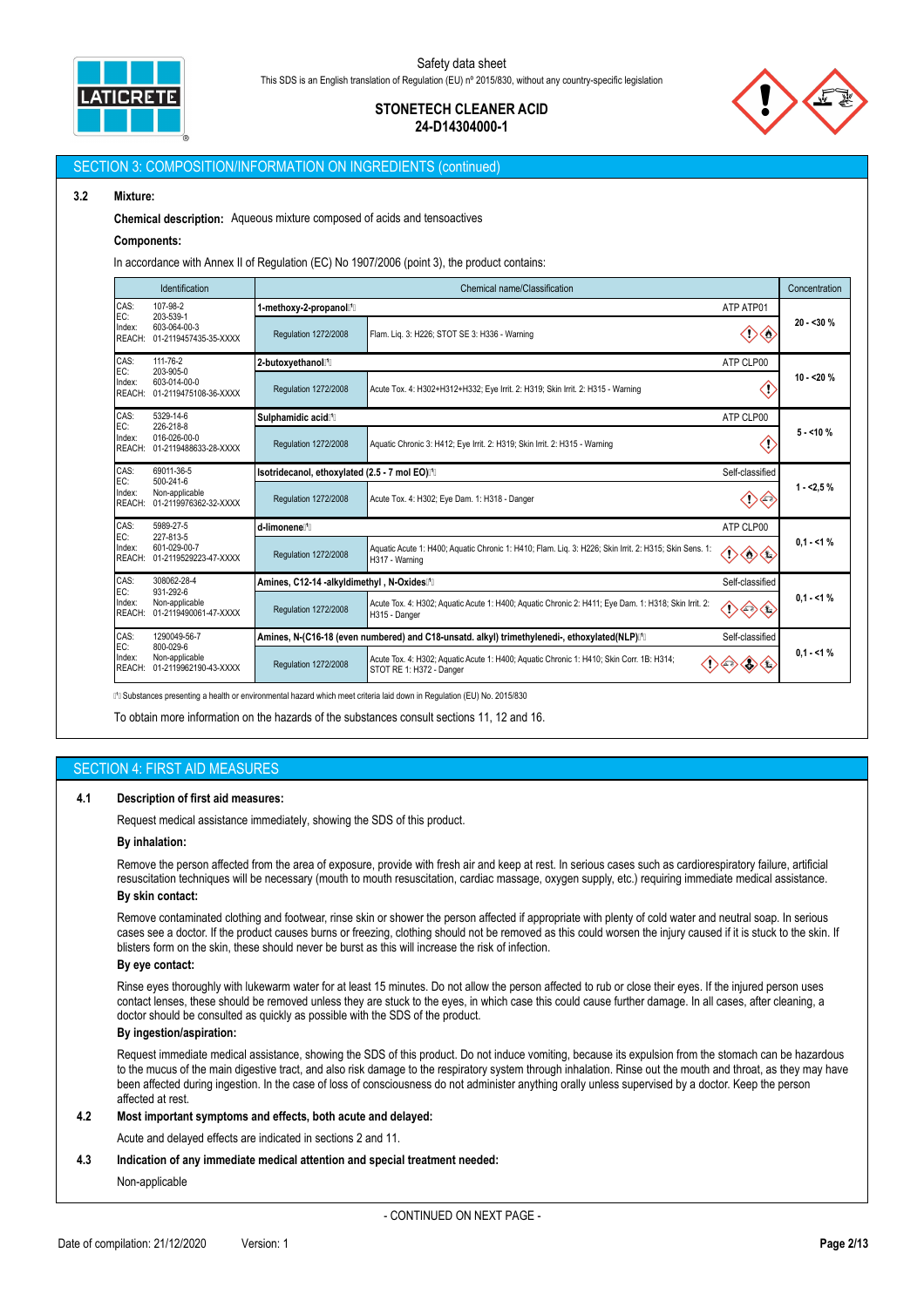## SECTION 3: COMPOSITION/INFORMATION ON INGREDIENTS (continued)

**3.2 Mixture:**

**Chemical description:** Aqueous mixture composed of acids and tensoactives

**Components:**

In accordance with Annex II of Regulation (EC) No 1907/2006 (point 3), the product contains:

| Identification | Chemical name/Classification | | | Concentration |
|---|---|---|---|---|
| CAS: 107-98-2<br>EC: 203-539-1<br>Index: 603-064-00-3<br>REACH: 01-2119457435-35-XXXX | **1-methoxy-2-propanol**⁽¹⁾ | | ATP ATP01 | 20 - <30 % |
| | Regulation 1272/2008 | Flam. Liq. 3: H226; STOT SE 3: H336 - Warning | | |
| CAS: 111-76-2<br>EC: 203-905-0<br>Index: 603-014-00-0<br>REACH: 01-2119475108-36-XXXX | **2-butoxyethanol**⁽¹⁾ | | ATP CLP00 | 10 - <20 % |
| | Regulation 1272/2008 | Acute Tox. 4: H302+H312+H332; Eye Irrit. 2: H319; Skin Irrit. 2: H315 - Warning | | |
| CAS: 5329-14-6<br>EC: 226-218-8<br>Index: 016-026-00-0<br>REACH: 01-2119488633-28-XXXX | **Sulphamidic acid**⁽¹⁾ | | ATP CLP00 | 5 - <10 % |
| | Regulation 1272/2008 | Aquatic Chronic 3: H412; Eye Irrit. 2: H319; Skin Irrit. 2: H315 - Warning | | |
| CAS: 69011-36-5<br>EC: 500-241-6<br>Index: Non-applicable<br>REACH: 01-2119976362-32-XXXX | **Isotridecanol, ethoxylated (2.5 - 7 mol EO)**⁽¹⁾ | | Self-classified | 1 - <2,5 % |
| | Regulation 1272/2008 | Acute Tox. 4: H302; Eye Dam. 1: H318 - Danger | | |
| CAS: 5989-27-5<br>EC: 227-813-5<br>Index: 601-029-00-7<br>REACH: 01-2119529223-47-XXXX | **d-limonene**⁽¹⁾ | | ATP CLP00 | 0,1 - <1 % |
| | Regulation 1272/2008 | Aquatic Acute 1: H400; Aquatic Chronic 1: H410; Flam. Liq. 3: H226; Skin Irrit. 2: H315; Skin Sens. 1: H317 - Warning | | |
| CAS: 308062-28-4<br>EC: 931-292-6<br>Index: Non-applicable<br>REACH: 01-2119490061-47-XXXX | **Amines, C12-14 -alkyldimethyl , N-Oxides**⁽¹⁾ | | Self-classified | 0,1 - <1 % |
| | Regulation 1272/2008 | Acute Tox. 4: H302; Aquatic Acute 1: H400; Aquatic Chronic 2: H411; Eye Dam. 1: H318; Skin Irrit. 2: H315 - Danger | | |
| CAS: 1290049-56-7<br>EC: 800-029-6<br>Index: Non-applicable<br>REACH: 01-2119962190-43-XXXX | **Amines, N-(C16-18 (even numbered) and C18-unsatd. alkyl) trimethylenedi-, ethoxylated(NLP)**⁽¹⁾ | | Self-classified | 0,1 - <1 % |
| | Regulation 1272/2008 | Acute Tox. 4: H302; Aquatic Acute 1: H400; Aquatic Chronic 1: H410; Skin Corr. 1B: H314; STOT RE 1: H372 - Danger | | |

⁽¹⁾ Substances presenting a health or environmental hazard which meet criteria laid down in Regulation (EU) No. 2015/830

To obtain more information on the hazards of the substances consult sections 11, 12 and 16.

## SECTION 4: FIRST AID MEASURES

**4.1 Description of first aid measures:**

Request medical assistance immediately, showing the SDS of this product.

**By inhalation:**

Remove the person affected from the area of exposure, provide with fresh air and keep at rest. In serious cases such as cardiorespiratory failure, artificial resuscitation techniques will be necessary (mouth to mouth resuscitation, cardiac massage, oxygen supply, etc.) requiring immediate medical assistance.

**By skin contact:**

Remove contaminated clothing and footwear, rinse skin or shower the person affected if appropriate with plenty of cold water and neutral soap. In serious cases see a doctor. If the product causes burns or freezing, clothing should not be removed as this could worsen the injury caused if it is stuck to the skin. If blisters form on the skin, these should never be burst as this will increase the risk of infection.

**By eye contact:**

Rinse eyes thoroughly with lukewarm water for at least 15 minutes. Do not allow the person affected to rub or close their eyes. If the injured person uses contact lenses, these should be removed unless they are stuck to the eyes, in which case this could cause further damage. In all cases, after cleaning, a doctor should be consulted as quickly as possible with the SDS of the product.

**By ingestion/aspiration:**

Request immediate medical assistance, showing the SDS of this product. Do not induce vomiting, because its expulsion from the stomach can be hazardous to the mucus of the main digestive tract, and also risk damage to the respiratory system through inhalation. Rinse out the mouth and throat, as they may have been affected during ingestion. In the case of loss of consciousness do not administer anything orally unless supervised by a doctor. Keep the person affected at rest.

**4.2 Most important symptoms and effects, both acute and delayed:**

Acute and delayed effects are indicated in sections 2 and 11.

**4.3 Indication of any immediate medical attention and special treatment needed:**

Non-applicable

- CONTINUED ON NEXT PAGE -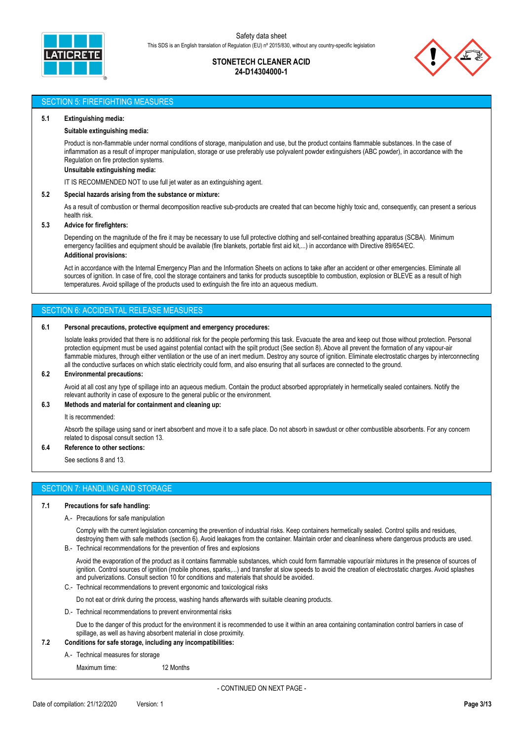## SECTION 5: FIREFIGHTING MEASURES

**5.1 Extinguishing media:**

**Suitable extinguishing media:**

Product is non-flammable under normal conditions of storage, manipulation and use, but the product contains flammable substances. In the case of inflammation as a result of improper manipulation, storage or use preferably use polyvalent powder extinguishers (ABC powder), in accordance with the Regulation on fire protection systems.

**Unsuitable extinguishing media:**

IT IS RECOMMENDED NOT to use full jet water as an extinguishing agent.

**5.2 Special hazards arising from the substance or mixture:**

As a result of combustion or thermal decomposition reactive sub-products are created that can become highly toxic and, consequently, can present a serious health risk.

**5.3 Advice for firefighters:**

Depending on the magnitude of the fire it may be necessary to use full protective clothing and self-contained breathing apparatus (SCBA). Minimum emergency facilities and equipment should be available (fire blankets, portable first aid kit,...) in accordance with Directive 89/654/EC.

**Additional provisions:**

Act in accordance with the Internal Emergency Plan and the Information Sheets on actions to take after an accident or other emergencies. Eliminate all sources of ignition. In case of fire, cool the storage containers and tanks for products susceptible to combustion, explosion or BLEVE as a result of high temperatures. Avoid spillage of the products used to extinguish the fire into an aqueous medium.

## SECTION 6: ACCIDENTAL RELEASE MEASURES

**6.1 Personal precautions, protective equipment and emergency procedures:**

Isolate leaks provided that there is no additional risk for the people performing this task. Evacuate the area and keep out those without protection. Personal protection equipment must be used against potential contact with the spilt product (See section 8). Above all prevent the formation of any vapour-air flammable mixtures, through either ventilation or the use of an inert medium. Destroy any source of ignition. Eliminate electrostatic charges by interconnecting all the conductive surfaces on which static electricity could form, and also ensuring that all surfaces are connected to the ground.

**6.2 Environmental precautions:**

Avoid at all cost any type of spillage into an aqueous medium. Contain the product absorbed appropriately in hermetically sealed containers. Notify the relevant authority in case of exposure to the general public or the environment.

**6.3 Methods and material for containment and cleaning up:**

It is recommended:

Absorb the spillage using sand or inert absorbent and move it to a safe place. Do not absorb in sawdust or other combustible absorbents. For any concern related to disposal consult section 13.

**6.4 Reference to other sections:**

See sections 8 and 13.

## SECTION 7: HANDLING AND STORAGE

**7.1 Precautions for safe handling:**

A.- Precautions for safe manipulation

Comply with the current legislation concerning the prevention of industrial risks. Keep containers hermetically sealed. Control spills and residues, destroying them with safe methods (section 6). Avoid leakages from the container. Maintain order and cleanliness where dangerous products are used.

B.- Technical recommendations for the prevention of fires and explosions

Avoid the evaporation of the product as it contains flammable substances, which could form flammable vapour/air mixtures in the presence of sources of ignition. Control sources of ignition (mobile phones, sparks,...) and transfer at slow speeds to avoid the creation of electrostatic charges. Avoid splashes and pulverizations. Consult section 10 for conditions and materials that should be avoided.

C.- Technical recommendations to prevent ergonomic and toxicological risks

Do not eat or drink during the process, washing hands afterwards with suitable cleaning products.

D.- Technical recommendations to prevent environmental risks

Due to the danger of this product for the environment it is recommended to use it within an area containing contamination control barriers in case of spillage, as well as having absorbent material in close proximity.

**7.2 Conditions for safe storage, including any incompatibilities:**

A.- Technical measures for storage

Maximum time: 12 Months

- CONTINUED ON NEXT PAGE -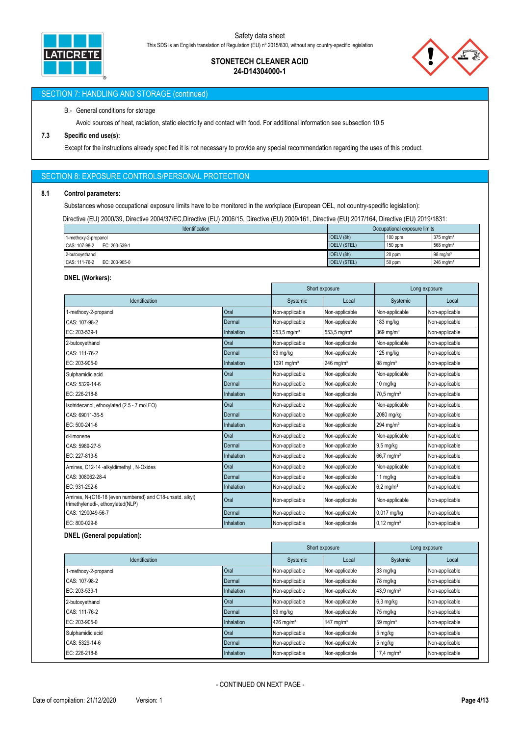## SECTION 7: HANDLING AND STORAGE (continued)

B.- General conditions for storage

Avoid sources of heat, radiation, static electricity and contact with food. For additional information see subsection 10.5

**7.3 Specific end use(s):**

Except for the instructions already specified it is not necessary to provide any special recommendation regarding the uses of this product.

## SECTION 8: EXPOSURE CONTROLS/PERSONAL PROTECTION

**8.1 Control parameters:**

Substances whose occupational exposure limits have to be monitored in the workplace (European OEL, not country-specific legislation):

Directive (EU) 2000/39, Directive 2004/37/EC,Directive (EU) 2006/15, Directive (EU) 2009/161, Directive (EU) 2017/164, Directive (EU) 2019/1831:

| Identification | Occupational exposure limits | | |
|---|---|---|---|
| 1-methoxy-2-propanol | IOELV (8h) | 100 ppm | 375 mg/m³ |
| CAS: 107-98-2 EC: 203-539-1 | IOELV (STEL) | 150 ppm | 568 mg/m³ |
| 2-butoxyethanol | IOELV (8h) | 20 ppm | 98 mg/m³ |
| CAS: 111-76-2 EC: 203-905-0 | IOELV (STEL) | 50 ppm | 246 mg/m³ |

**DNEL (Workers):**

| | | Short exposure | | Long exposure | |
|---|---|---|---|---|---|
| Identification | | Systemic | Local | Systemic | Local |
| 1-methoxy-2-propanol | Oral | Non-applicable | Non-applicable | Non-applicable | Non-applicable |
| CAS: 107-98-2 | Dermal | Non-applicable | Non-applicable | 183 mg/kg | Non-applicable |
| EC: 203-539-1 | Inhalation | 553,5 mg/m³ | 553,5 mg/m³ | 369 mg/m³ | Non-applicable |
| 2-butoxyethanol | Oral | Non-applicable | Non-applicable | Non-applicable | Non-applicable |
| CAS: 111-76-2 | Dermal | 89 mg/kg | Non-applicable | 125 mg/kg | Non-applicable |
| EC: 203-905-0 | Inhalation | 1091 mg/m³ | 246 mg/m³ | 98 mg/m³ | Non-applicable |
| Sulphamidic acid | Oral | Non-applicable | Non-applicable | Non-applicable | Non-applicable |
| CAS: 5329-14-6 | Dermal | Non-applicable | Non-applicable | 10 mg/kg | Non-applicable |
| EC: 226-218-8 | Inhalation | Non-applicable | Non-applicable | 70,5 mg/m³ | Non-applicable |
| Isotridecanol, ethoxylated (2.5 - 7 mol EO) | Oral | Non-applicable | Non-applicable | Non-applicable | Non-applicable |
| CAS: 69011-36-5 | Dermal | Non-applicable | Non-applicable | 2080 mg/kg | Non-applicable |
| EC: 500-241-6 | Inhalation | Non-applicable | Non-applicable | 294 mg/m³ | Non-applicable |
| d-limonene | Oral | Non-applicable | Non-applicable | Non-applicable | Non-applicable |
| CAS: 5989-27-5 | Dermal | Non-applicable | Non-applicable | 9,5 mg/kg | Non-applicable |
| EC: 227-813-5 | Inhalation | Non-applicable | Non-applicable | 66,7 mg/m³ | Non-applicable |
| Amines, C12-14 -alkyldimethyl , N-Oxides | Oral | Non-applicable | Non-applicable | Non-applicable | Non-applicable |
| CAS: 308062-28-4 | Dermal | Non-applicable | Non-applicable | 11 mg/kg | Non-applicable |
| EC: 931-292-6 | Inhalation | Non-applicable | Non-applicable | 6,2 mg/m³ | Non-applicable |
| Amines, N-(C16-18 (even numbered) and C18-unsatd. alkyl) trimethylenedi-, ethoxylated(NLP) | Oral | Non-applicable | Non-applicable | Non-applicable | Non-applicable |
| CAS: 1290049-56-7 | Dermal | Non-applicable | Non-applicable | 0,017 mg/kg | Non-applicable |
| EC: 800-029-6 | Inhalation | Non-applicable | Non-applicable | 0,12 mg/m³ | Non-applicable |

**DNEL (General population):**

| | | Short exposure | | Long exposure | |
|---|---|---|---|---|---|
| Identification | | Systemic | Local | Systemic | Local |
| 1-methoxy-2-propanol | Oral | Non-applicable | Non-applicable | 33 mg/kg | Non-applicable |
| CAS: 107-98-2 | Dermal | Non-applicable | Non-applicable | 78 mg/kg | Non-applicable |
| EC: 203-539-1 | Inhalation | Non-applicable | Non-applicable | 43,9 mg/m³ | Non-applicable |
| 2-butoxyethanol | Oral | Non-applicable | Non-applicable | 6,3 mg/kg | Non-applicable |
| CAS: 111-76-2 | Dermal | 89 mg/kg | Non-applicable | 75 mg/kg | Non-applicable |
| EC: 203-905-0 | Inhalation | 426 mg/m³ | 147 mg/m³ | 59 mg/m³ | Non-applicable |
| Sulphamidic acid | Oral | Non-applicable | Non-applicable | 5 mg/kg | Non-applicable |
| CAS: 5329-14-6 | Dermal | Non-applicable | Non-applicable | 5 mg/kg | Non-applicable |
| EC: 226-218-8 | Inhalation | Non-applicable | Non-applicable | 17,4 mg/m³ | Non-applicable |

- CONTINUED ON NEXT PAGE -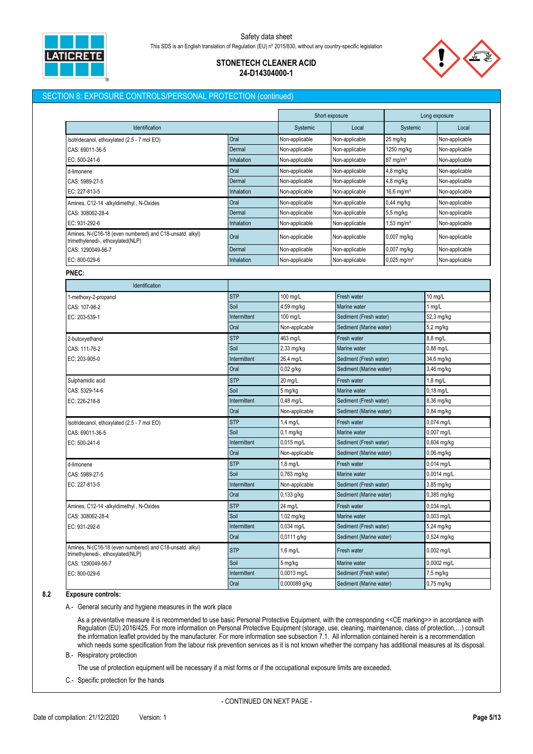## SECTION 8: EXPOSURE CONTROLS/PERSONAL PROTECTION (continued)

| Identification | | Short exposure | | Long exposure | |
|---|---|---|---|---|---|
| | | Systemic | Local | Systemic | Local |
| Isotridecanol, ethoxylated (2.5 - 7 mol EO) | Oral | Non-applicable | Non-applicable | 25 mg/kg | Non-applicable |
| CAS: 69011-36-5 | Dermal | Non-applicable | Non-applicable | 1250 mg/kg | Non-applicable |
| EC: 500-241-6 | Inhalation | Non-applicable | Non-applicable | 87 mg/m³ | Non-applicable |
| d-limonene | Oral | Non-applicable | Non-applicable | 4,8 mg/kg | Non-applicable |
| CAS: 5989-27-5 | Dermal | Non-applicable | Non-applicable | 4,8 mg/kg | Non-applicable |
| EC: 227-813-5 | Inhalation | Non-applicable | Non-applicable | 16,6 mg/m³ | Non-applicable |
| Amines, C12-14 -alkyldimethyl , N-Oxides | Oral | Non-applicable | Non-applicable | 0,44 mg/kg | Non-applicable |
| CAS: 308062-28-4 | Dermal | Non-applicable | Non-applicable | 5,5 mg/kg | Non-applicable |
| EC: 931-292-6 | Inhalation | Non-applicable | Non-applicable | 1,53 mg/m³ | Non-applicable |
| Amines, N-(C16-18 (even numbered) and C18-unsatd. alkyl) trimethylenedi-, ethoxylated(NLP) | Oral | Non-applicable | Non-applicable | 0,007 mg/kg | Non-applicable |
| CAS: 1290049-56-7 | Dermal | Non-applicable | Non-applicable | 0,007 mg/kg | Non-applicable |
| EC: 800-029-6 | Inhalation | Non-applicable | Non-applicable | 0,025 mg/m³ | Non-applicable |

**PNEC:**

| Identification | | | | |
|---|---|---|---|---|
| 1-methoxy-2-propanol | STP | 100 mg/L | Fresh water | 10 mg/L |
| CAS: 107-98-2 | Soil | 4,59 mg/kg | Marine water | 1 mg/L |
| EC: 203-539-1 | Intermittent | 100 mg/L | Sediment (Fresh water) | 52,3 mg/kg |
| | Oral | Non-applicable | Sediment (Marine water) | 5,2 mg/kg |
| 2-butoxyethanol | STP | 463 mg/L | Fresh water | 8,8 mg/L |
| CAS: 111-76-2 | Soil | 2,33 mg/kg | Marine water | 0,88 mg/L |
| EC: 203-905-0 | Intermittent | 26,4 mg/L | Sediment (Fresh water) | 34,6 mg/kg |
| | Oral | 0,02 g/kg | Sediment (Marine water) | 3,46 mg/kg |
| Sulphamidic acid | STP | 20 mg/L | Fresh water | 1,8 mg/L |
| CAS: 5329-14-6 | Soil | 5 mg/kg | Marine water | 0,18 mg/L |
| EC: 226-218-8 | Intermittent | 0,48 mg/L | Sediment (Fresh water) | 8,36 mg/kg |
| | Oral | Non-applicable | Sediment (Marine water) | 0,84 mg/kg |
| Isotridecanol, ethoxylated (2.5 - 7 mol EO) | STP | 1,4 mg/L | Fresh water | 0,074 mg/L |
| CAS: 69011-36-5 | Soil | 0,1 mg/kg | Marine water | 0,007 mg/L |
| EC: 500-241-6 | Intermittent | 0,015 mg/L | Sediment (Fresh water) | 0,604 mg/kg |
| | Oral | Non-applicable | Sediment (Marine water) | 0,06 mg/kg |
| d-limonene | STP | 1,8 mg/L | Fresh water | 0,014 mg/L |
| CAS: 5989-27-5 | Soil | 0,763 mg/kg | Marine water | 0,0014 mg/L |
| EC: 227-813-5 | Intermittent | Non-applicable | Sediment (Fresh water) | 3,85 mg/kg |
| | Oral | 0,133 g/kg | Sediment (Marine water) | 0,385 mg/kg |
| Amines, C12-14 -alkyldimethyl , N-Oxides | STP | 24 mg/L | Fresh water | 0,034 mg/L |
| CAS: 308062-28-4 | Soil | 1,02 mg/kg | Marine water | 0,003 mg/L |
| EC: 931-292-6 | Intermittent | 0,034 mg/L | Sediment (Fresh water) | 5,24 mg/kg |
| | Oral | 0,0111 g/kg | Sediment (Marine water) | 0,524 mg/kg |
| Amines, N-(C16-18 (even numbered) and C18-unsatd. alkyl) trimethylenedi-, ethoxylated(NLP) | STP | 1,6 mg/L | Fresh water | 0,002 mg/L |
| CAS: 1290049-56-7 | Soil | 5 mg/kg | Marine water | 0,0002 mg/L |
| EC: 800-029-6 | Intermittent | 0,0013 mg/L | Sediment (Fresh water) | 7,5 mg/kg |
| | Oral | 0,000089 g/kg | Sediment (Marine water) | 0,75 mg/kg |

### 8.2 Exposure controls:

A.- General security and hygiene measures in the work place

As a preventative measure it is recommended to use basic Personal Protective Equipment, with the corresponding <<CE marking>> in accordance with Regulation (EU) 2016/425. For more information on Personal Protective Equipment (storage, use, cleaning, maintenance, class of protection,…) consult the information leaflet provided by the manufacturer. For more information see subsection 7.1. All information contained herein is a recommendation which needs some specification from the labour risk prevention services as it is not known whether the company has additional measures at its disposal.

B.- Respiratory protection

The use of protection equipment will be necessary if a mist forms or if the occupational exposure limits are exceeded.

C.- Specific protection for the hands

- CONTINUED ON NEXT PAGE -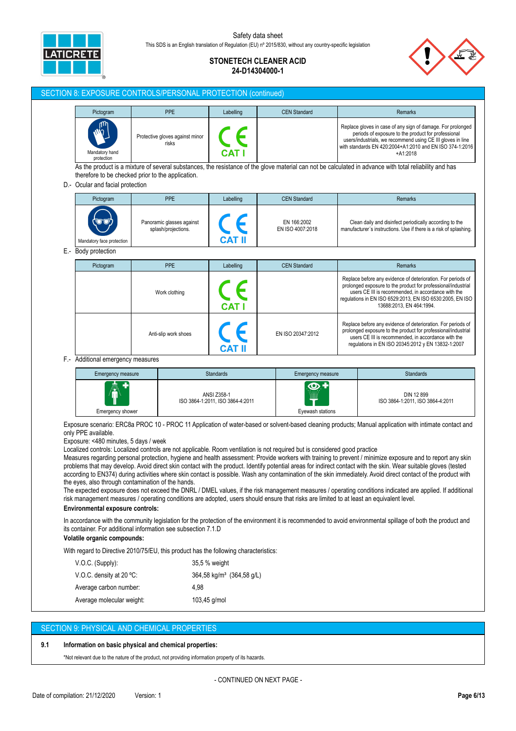## SECTION 8: EXPOSURE CONTROLS/PERSONAL PROTECTION (continued)

| Pictogram | PPE | Labelling | CEN Standard | Remarks |
|---|---|---|---|---|
| Mandatory hand protection | Protective gloves against minor risks | CE CAT I | | Replace gloves in case of any sign of damage. For prolonged periods of exposure to the product for professional users/industrials, we recommend using CE III gloves in line with standards EN 420:2004+A1:2010 and EN ISO 374-1:2016 +A1:2018 |

As the product is a mixture of several substances, the resistance of the glove material can not be calculated in advance with total reliability and has therefore to be checked prior to the application.

D.- Ocular and facial protection

| Pictogram | PPE | Labelling | CEN Standard | Remarks |
|---|---|---|---|---|
| Mandatory face protection | Panoramic glasses against splash/projections. | CE CAT II | EN 166:2002 EN ISO 4007:2018 | Clean daily and disinfect periodically according to the manufacturer´s instructions. Use if there is a risk of splashing. |

E.- Body protection

| Pictogram | PPE | Labelling | CEN Standard | Remarks |
|---|---|---|---|---|
| | Work clothing | CE CAT I | | Replace before any evidence of deterioration. For periods of prolonged exposure to the product for professional/industrial users CE III is recommended, in accordance with the regulations in EN ISO 6529:2013, EN ISO 6530:2005, EN ISO 13688:2013, EN 464:1994. |
| | Anti-slip work shoes | CE CAT II | EN ISO 20347:2012 | Replace before any evidence of deterioration. For periods of prolonged exposure to the product for professional/industrial users CE III is recommended, in accordance with the regulations in EN ISO 20345:2012 y EN 13832-1:2007 |

F.- Additional emergency measures

| Emergency measure | Standards | Emergency measure | Standards |
|---|---|---|---|
| Emergency shower | ANSI Z358-1 ISO 3864-1:2011, ISO 3864-4:2011 | Eyewash stations | DIN 12 899 ISO 3864-1:2011, ISO 3864-4:2011 |

Exposure scenario: ERC8a PROC 10 - PROC 11 Application of water-based or solvent-based cleaning products; Manual application with intimate contact and only PPE available.

Exposure: <480 minutes, 5 days / week

Localized controls: Localized controls are not applicable. Room ventilation is not required but is considered good practice

Measures regarding personal protection, hygiene and health assessment: Provide workers with training to prevent / minimize exposure and to report any skin problems that may develop. Avoid direct skin contact with the product. Identify potential areas for indirect contact with the skin. Wear suitable gloves (tested according to EN374) during activities where skin contact is possible. Wash any contamination of the skin immediately. Avoid direct contact of the product with the eyes, also through contamination of the hands.

The expected exposure does not exceed the DNRL / DMEL values, if the risk management measures / operating conditions indicated are applied. If additional risk management measures / operating conditions are adopted, users should ensure that risks are limited to at least an equivalent level.

**Environmental exposure controls:**

In accordance with the community legislation for the protection of the environment it is recommended to avoid environmental spillage of both the product and its container. For additional information see subsection 7.1.D

**Volatile organic compounds:**

With regard to Directive 2010/75/EU, this product has the following characteristics:

| | |
|---|---|
| V.O.C. (Supply): | 35,5 % weight |
| V.O.C. density at 20 ºC: | 364,58 kg/m³ (364,58 g/L) |
| Average carbon number: | 4,98 |
| Average molecular weight: | 103,45 g/mol |

## SECTION 9: PHYSICAL AND CHEMICAL PROPERTIES

**9.1 Information on basic physical and chemical properties:**

*Not relevant due to the nature of the product, not providing information property of its hazards.

- CONTINUED ON NEXT PAGE -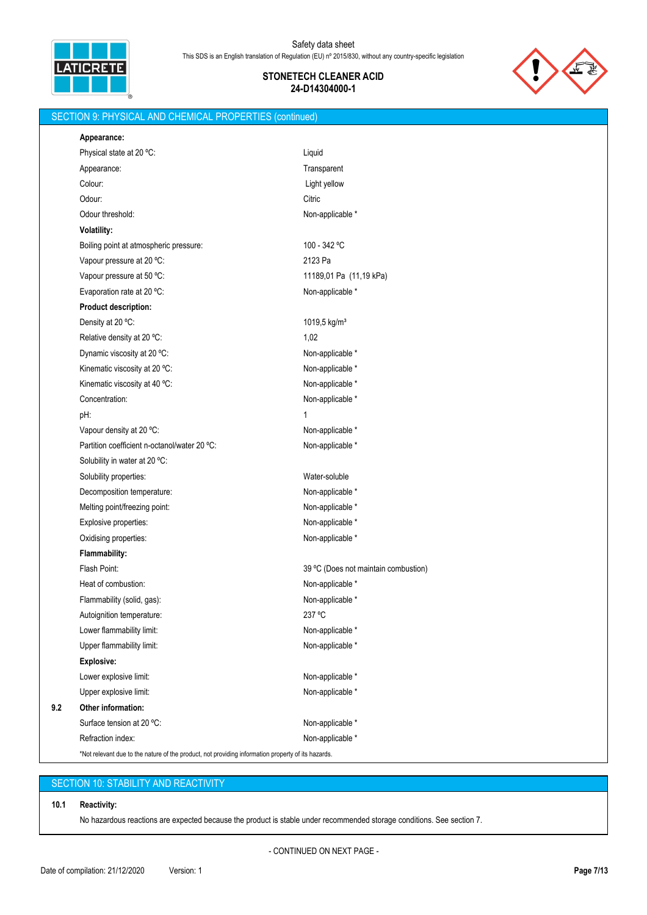## SECTION 9: PHYSICAL AND CHEMICAL PROPERTIES (continued)

| | |
|---|---|
| **Appearance:** | |
| Physical state at 20 ºC: | Liquid |
| Appearance: | Transparent |
| Colour: | Light yellow |
| Odour: | Citric |
| Odour threshold: | Non-applicable * |
| **Volatility:** | |
| Boiling point at atmospheric pressure: | 100 - 342 ºC |
| Vapour pressure at 20 ºC: | 2123 Pa |
| Vapour pressure at 50 ºC: | 11189,01 Pa (11,19 kPa) |
| Evaporation rate at 20 ºC: | Non-applicable * |
| **Product description:** | |
| Density at 20 ºC: | 1019,5 kg/m³ |
| Relative density at 20 ºC: | 1,02 |
| Dynamic viscosity at 20 ºC: | Non-applicable * |
| Kinematic viscosity at 20 ºC: | Non-applicable * |
| Kinematic viscosity at 40 ºC: | Non-applicable * |
| Concentration: | Non-applicable * |
| pH: | 1 |
| Vapour density at 20 ºC: | Non-applicable * |
| Partition coefficient n-octanol/water 20 ºC: | Non-applicable * |
| Solubility in water at 20 ºC: | |
| Solubility properties: | Water-soluble |
| Decomposition temperature: | Non-applicable * |
| Melting point/freezing point: | Non-applicable * |
| Explosive properties: | Non-applicable * |
| Oxidising properties: | Non-applicable * |
| **Flammability:** | |
| Flash Point: | 39 ºC (Does not maintain combustion) |
| Heat of combustion: | Non-applicable * |
| Flammability (solid, gas): | Non-applicable * |
| Autoignition temperature: | 237 ºC |
| Lower flammability limit: | Non-applicable * |
| Upper flammability limit: | Non-applicable * |
| **Explosive:** | |
| Lower explosive limit: | Non-applicable * |
| Upper explosive limit: | Non-applicable * |

**9.2 Other information:**

| | |
|---|---|
| Surface tension at 20 ºC: | Non-applicable * |
| Refraction index: | Non-applicable * |

*Not relevant due to the nature of the product, not providing information property of its hazards.

## SECTION 10: STABILITY AND REACTIVITY

**10.1 Reactivity:**

No hazardous reactions are expected because the product is stable under recommended storage conditions. See section 7.

- CONTINUED ON NEXT PAGE -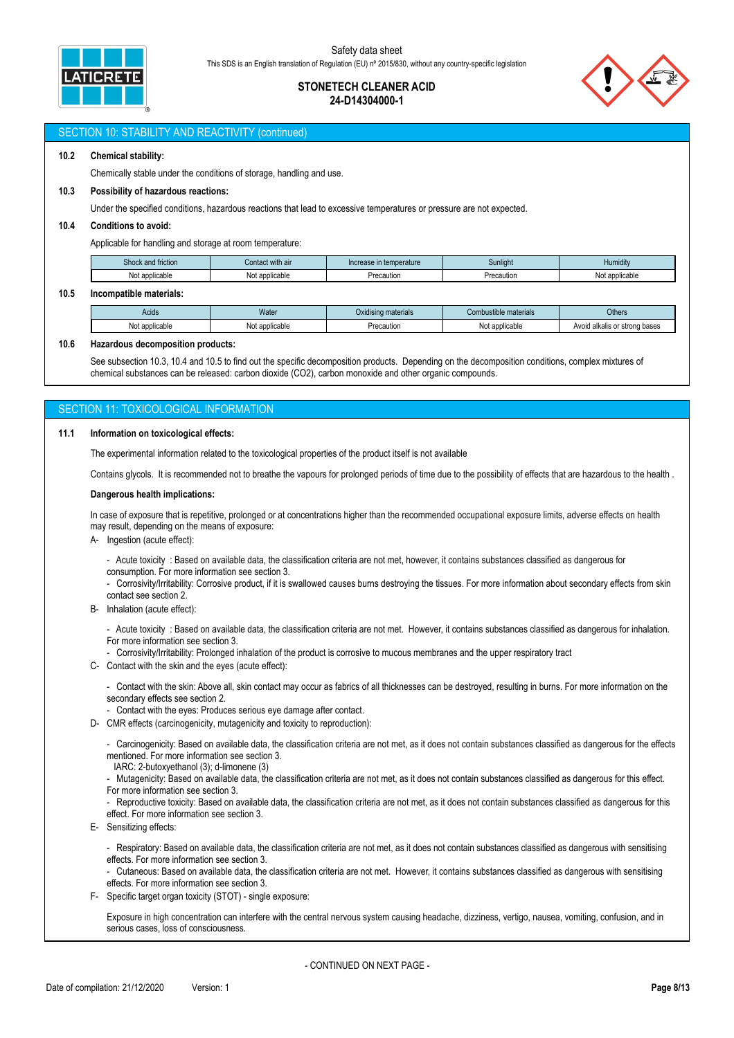## SECTION 10: STABILITY AND REACTIVITY (continued)

**10.2 Chemical stability:**

Chemically stable under the conditions of storage, handling and use.

**10.3 Possibility of hazardous reactions:**

Under the specified conditions, hazardous reactions that lead to excessive temperatures or pressure are not expected.

**10.4 Conditions to avoid:**

Applicable for handling and storage at room temperature:

| Shock and friction | Contact with air | Increase in temperature | Sunlight | Humidity |
|---|---|---|---|---|
| Not applicable | Not applicable | Precaution | Precaution | Not applicable |

**10.5 Incompatible materials:**

| Acids | Water | Oxidising materials | Combustible materials | Others |
|---|---|---|---|---|
| Not applicable | Not applicable | Precaution | Not applicable | Avoid alkalis or strong bases |

**10.6 Hazardous decomposition products:**

See subsection 10.3, 10.4 and 10.5 to find out the specific decomposition products. Depending on the decomposition conditions, complex mixtures of chemical substances can be released: carbon dioxide ($CO_2$), carbon monoxide and other organic compounds.

## SECTION 11: TOXICOLOGICAL INFORMATION

**11.1 Information on toxicological effects:**

The experimental information related to the toxicological properties of the product itself is not available

Contains glycols. It is recommended not to breathe the vapours for prolonged periods of time due to the possibility of effects that are hazardous to the health .

**Dangerous health implications:**

In case of exposure that is repetitive, prolonged or at concentrations higher than the recommended occupational exposure limits, adverse effects on health may result, depending on the means of exposure:

A- Ingestion (acute effect):

- Acute toxicity : Based on available data, the classification criteria are not met, however, it contains substances classified as dangerous for consumption. For more information see section 3.
- Corrosivity/Irritability: Corrosive product, if it is swallowed causes burns destroying the tissues. For more information about secondary effects from skin contact see section 2.

B- Inhalation (acute effect):

- Acute toxicity : Based on available data, the classification criteria are not met. However, it contains substances classified as dangerous for inhalation. For more information see section 3.
- Corrosivity/Irritability: Prolonged inhalation of the product is corrosive to mucous membranes and the upper respiratory tract

C- Contact with the skin and the eyes (acute effect):

- Contact with the skin: Above all, skin contact may occur as fabrics of all thicknesses can be destroyed, resulting in burns. For more information on the secondary effects see section 2.
- Contact with the eyes: Produces serious eye damage after contact.

D- CMR effects (carcinogenicity, mutagenicity and toxicity to reproduction):

- Carcinogenicity: Based on available data, the classification criteria are not met, as it does not contain substances classified as dangerous for the effects mentioned. For more information see section 3.
  IARC: 2-butoxyethanol (3); d-limonene (3)
- Mutagenicity: Based on available data, the classification criteria are not met, as it does not contain substances classified as dangerous for this effect. For more information see section 3.
- Reproductive toxicity: Based on available data, the classification criteria are not met, as it does not contain substances classified as dangerous for this effect. For more information see section 3.

E- Sensitizing effects:

- Respiratory: Based on available data, the classification criteria are not met, as it does not contain substances classified as dangerous with sensitising effects. For more information see section 3.
- Cutaneous: Based on available data, the classification criteria are not met. However, it contains substances classified as dangerous with sensitising effects. For more information see section 3.

F- Specific target organ toxicity (STOT) - single exposure:

Exposure in high concentration can interfere with the central nervous system causing headache, dizziness, vertigo, nausea, vomiting, confusion, and in serious cases, loss of consciousness.

- CONTINUED ON NEXT PAGE -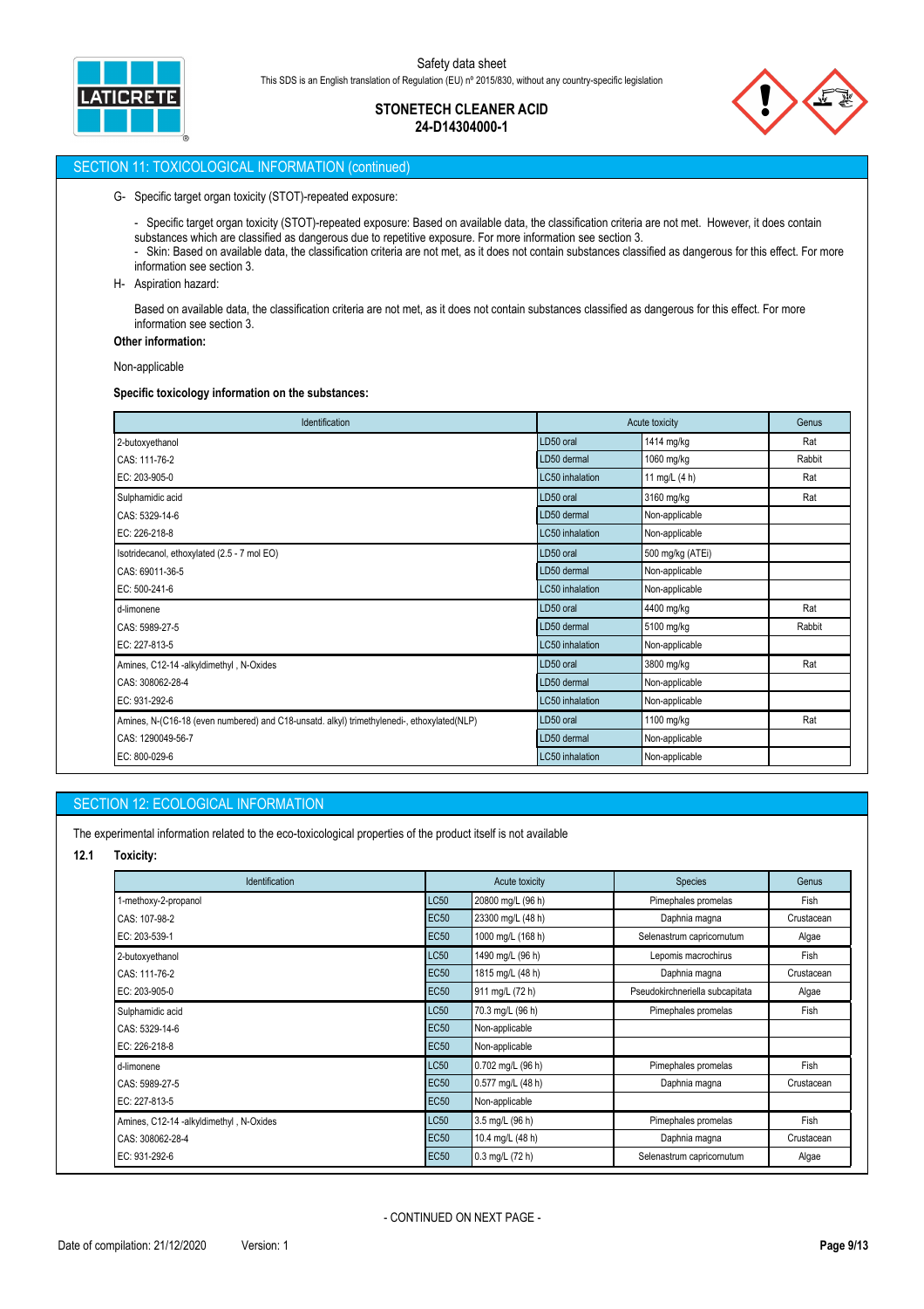## SECTION 11: TOXICOLOGICAL INFORMATION (continued)

G- Specific target organ toxicity (STOT)-repeated exposure:

- Specific target organ toxicity (STOT)-repeated exposure: Based on available data, the classification criteria are not met. However, it does contain substances which are classified as dangerous due to repetitive exposure. For more information see section 3.
- Skin: Based on available data, the classification criteria are not met, as it does not contain substances classified as dangerous for this effect. For more information see section 3.

H- Aspiration hazard:

Based on available data, the classification criteria are not met, as it does not contain substances classified as dangerous for this effect. For more information see section 3.

**Other information:**

Non-applicable

**Specific toxicology information on the substances:**

| Identification | Acute toxicity | | Genus |
|---|---|---|---|
| 2-butoxyethanol | LD50 oral | 1414 mg/kg | Rat |
| CAS: 111-76-2 | LD50 dermal | 1060 mg/kg | Rabbit |
| EC: 203-905-0 | LC50 inhalation | 11 mg/L (4 h) | Rat |
| Sulphamidic acid | LD50 oral | 3160 mg/kg | Rat |
| CAS: 5329-14-6 | LD50 dermal | Non-applicable | |
| EC: 226-218-8 | LC50 inhalation | Non-applicable | |
| Isotridecanol, ethoxylated (2.5 - 7 mol EO) | LD50 oral | 500 mg/kg (ATEi) | |
| CAS: 69011-36-5 | LD50 dermal | Non-applicable | |
| EC: 500-241-6 | LC50 inhalation | Non-applicable | |
| d-limonene | LD50 oral | 4400 mg/kg | Rat |
| CAS: 5989-27-5 | LD50 dermal | 5100 mg/kg | Rabbit |
| EC: 227-813-5 | LC50 inhalation | Non-applicable | |
| Amines, C12-14 -alkyldimethyl , N-Oxides | LD50 oral | 3800 mg/kg | Rat |
| CAS: 308062-28-4 | LD50 dermal | Non-applicable | |
| EC: 931-292-6 | LC50 inhalation | Non-applicable | |
| Amines, N-(C16-18 (even numbered) and C18-unsatd. alkyl) trimethylenedi-, ethoxylated(NLP) | LD50 oral | 1100 mg/kg | Rat |
| CAS: 1290049-56-7 | LD50 dermal | Non-applicable | |
| EC: 800-029-6 | LC50 inhalation | Non-applicable | |

## SECTION 12: ECOLOGICAL INFORMATION

The experimental information related to the eco-toxicological properties of the product itself is not available

**12.1 Toxicity:**

| Identification | Acute toxicity | | Species | Genus |
|---|---|---|---|---|
| 1-methoxy-2-propanol | LC50 | 20800 mg/L (96 h) | Pimephales promelas | Fish |
| CAS: 107-98-2 | EC50 | 23300 mg/L (48 h) | Daphnia magna | Crustacean |
| EC: 203-539-1 | EC50 | 1000 mg/L (168 h) | Selenastrum capricornutum | Algae |
| 2-butoxyethanol | LC50 | 1490 mg/L (96 h) | Lepomis macrochirus | Fish |
| CAS: 111-76-2 | EC50 | 1815 mg/L (48 h) | Daphnia magna | Crustacean |
| EC: 203-905-0 | EC50 | 911 mg/L (72 h) | Pseudokirchneriella subcapitata | Algae |
| Sulphamidic acid | LC50 | 70.3 mg/L (96 h) | Pimephales promelas | Fish |
| CAS: 5329-14-6 | EC50 | Non-applicable | | |
| EC: 226-218-8 | EC50 | Non-applicable | | |
| d-limonene | LC50 | 0.702 mg/L (96 h) | Pimephales promelas | Fish |
| CAS: 5989-27-5 | EC50 | 0.577 mg/L (48 h) | Daphnia magna | Crustacean |
| EC: 227-813-5 | EC50 | Non-applicable | | |
| Amines, C12-14 -alkyldimethyl , N-Oxides | LC50 | 3.5 mg/L (96 h) | Pimephales promelas | Fish |
| CAS: 308062-28-4 | EC50 | 10.4 mg/L (48 h) | Daphnia magna | Crustacean |
| EC: 931-292-6 | EC50 | 0.3 mg/L (72 h) | Selenastrum capricornutum | Algae |

- CONTINUED ON NEXT PAGE -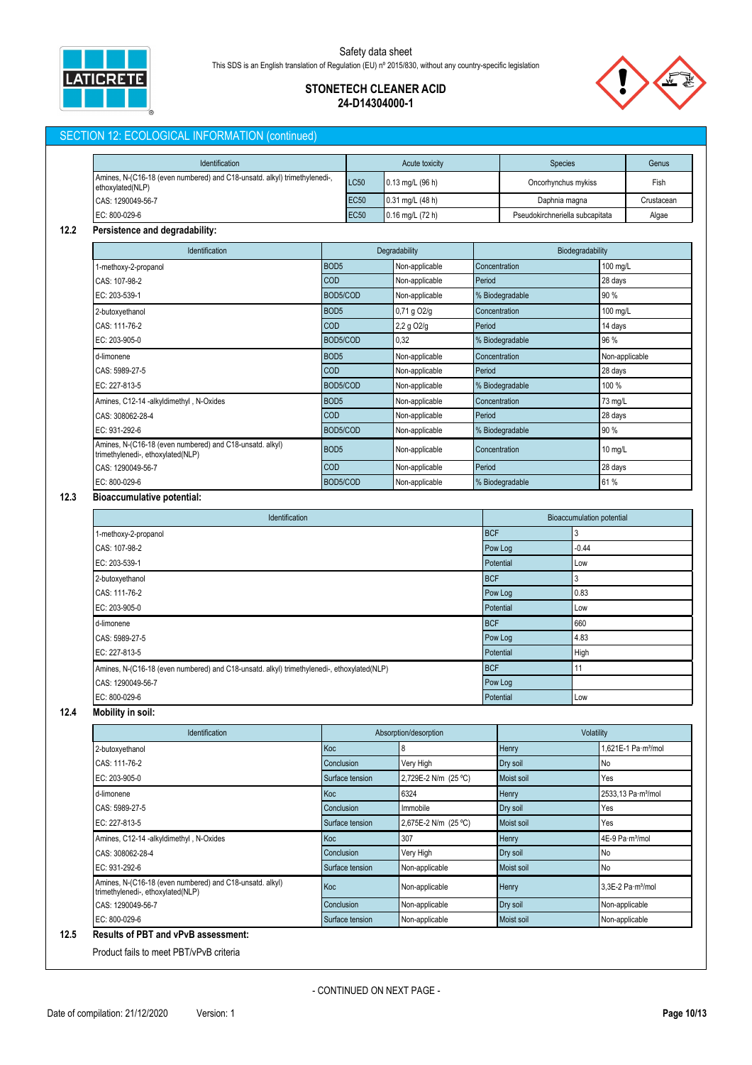## SECTION 12: ECOLOGICAL INFORMATION (continued)

| Identification | Acute toxicity | | Species | Genus |
|---|---|---|---|---|
| Amines, N-(C16-18 (even numbered) and C18-unsatd. alkyl) trimethylenedi-, ethoxylated(NLP) | LC50 | 0.13 mg/L (96 h) | Oncorhynchus mykiss | Fish |
| CAS: 1290049-56-7 | EC50 | 0.31 mg/L (48 h) | Daphnia magna | Crustacean |
| EC: 800-029-6 | EC50 | 0.16 mg/L (72 h) | Pseudokirchneriella subcapitata | Algae |

### 12.2 Persistence and degradability:

| Identification | Degradability | | Biodegradability | |
|---|---|---|---|---|
| 1-methoxy-2-propanol | BOD5 | Non-applicable | Concentration | 100 mg/L |
| CAS: 107-98-2 | COD | Non-applicable | Period | 28 days |
| EC: 203-539-1 | BOD5/COD | Non-applicable | % Biodegradable | 90 % |
| 2-butoxyethanol | BOD5 | 0,71 g O2/g | Concentration | 100 mg/L |
| CAS: 111-76-2 | COD | 2,2 g O2/g | Period | 14 days |
| EC: 203-905-0 | BOD5/COD | 0,32 | % Biodegradable | 96 % |
| d-limonene | BOD5 | Non-applicable | Concentration | Non-applicable |
| CAS: 5989-27-5 | COD | Non-applicable | Period | 28 days |
| EC: 227-813-5 | BOD5/COD | Non-applicable | % Biodegradable | 100 % |
| Amines, C12-14 -alkyldimethyl , N-Oxides | BOD5 | Non-applicable | Concentration | 73 mg/L |
| CAS: 308062-28-4 | COD | Non-applicable | Period | 28 days |
| EC: 931-292-6 | BOD5/COD | Non-applicable | % Biodegradable | 90 % |
| Amines, N-(C16-18 (even numbered) and C18-unsatd. alkyl) trimethylenedi-, ethoxylated(NLP) | BOD5 | Non-applicable | Concentration | 10 mg/L |
| CAS: 1290049-56-7 | COD | Non-applicable | Period | 28 days |
| EC: 800-029-6 | BOD5/COD | Non-applicable | % Biodegradable | 61 % |

### 12.3 Bioaccumulative potential:

| Identification | Bioaccumulation potential | |
|---|---|---|
| 1-methoxy-2-propanol | BCF | 3 |
| CAS: 107-98-2 | Pow Log | -0.44 |
| EC: 203-539-1 | Potential | Low |
| 2-butoxyethanol | BCF | 3 |
| CAS: 111-76-2 | Pow Log | 0.83 |
| EC: 203-905-0 | Potential | Low |
| d-limonene | BCF | 660 |
| CAS: 5989-27-5 | Pow Log | 4.83 |
| EC: 227-813-5 | Potential | High |
| Amines, N-(C16-18 (even numbered) and C18-unsatd. alkyl) trimethylenedi-, ethoxylated(NLP) | BCF | 11 |
| CAS: 1290049-56-7 | Pow Log | |
| EC: 800-029-6 | Potential | Low |

### 12.4 Mobility in soil:

| Identification | Absorption/desorption | | Volatility | |
|---|---|---|---|---|
| 2-butoxyethanol | Koc | 8 | Henry | 1,621E-1 Pa·m³/mol |
| CAS: 111-76-2 | Conclusion | Very High | Dry soil | No |
| EC: 203-905-0 | Surface tension | 2,729E-2 N/m (25 ºC) | Moist soil | Yes |
| d-limonene | Koc | 6324 | Henry | 2533,13 Pa·m³/mol |
| CAS: 5989-27-5 | Conclusion | Immobile | Dry soil | Yes |
| EC: 227-813-5 | Surface tension | 2,675E-2 N/m (25 ºC) | Moist soil | Yes |
| Amines, C12-14 -alkyldimethyl , N-Oxides | Koc | 307 | Henry | 4E-9 Pa·m³/mol |
| CAS: 308062-28-4 | Conclusion | Very High | Dry soil | No |
| EC: 931-292-6 | Surface tension | Non-applicable | Moist soil | No |
| Amines, N-(C16-18 (even numbered) and C18-unsatd. alkyl) trimethylenedi-, ethoxylated(NLP) | Koc | Non-applicable | Henry | 3,3E-2 Pa·m³/mol |
| CAS: 1290049-56-7 | Conclusion | Non-applicable | Dry soil | Non-applicable |
| EC: 800-029-6 | Surface tension | Non-applicable | Moist soil | Non-applicable |

### 12.5 Results of PBT and vPvB assessment:

Product fails to meet PBT/vPvB criteria

- CONTINUED ON NEXT PAGE -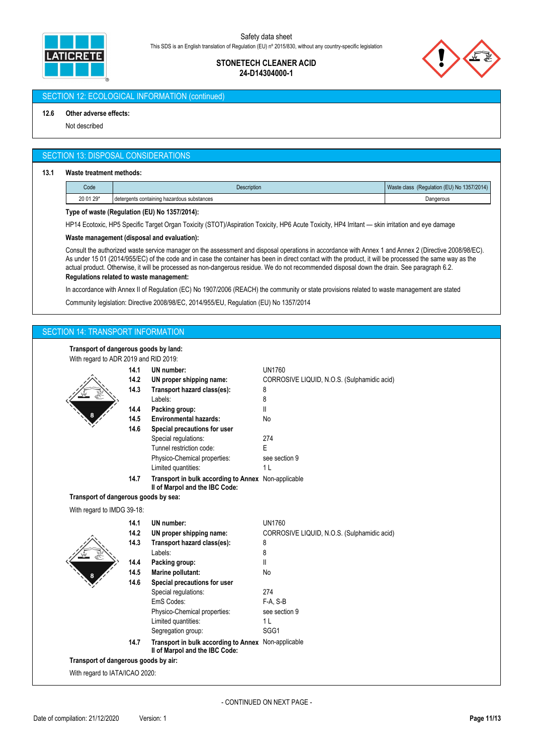## SECTION 12: ECOLOGICAL INFORMATION (continued)

**12.6 Other adverse effects:**

Not described

## SECTION 13: DISPOSAL CONSIDERATIONS

**13.1 Waste treatment methods:**

| Code | Description | Waste class (Regulation (EU) No 1357/2014) |
|---|---|---|
| 20 01 29* | detergents containing hazardous substances | Dangerous |

**Type of waste (Regulation (EU) No 1357/2014):**

HP14 Ecotoxic, HP5 Specific Target Organ Toxicity (STOT)/Aspiration Toxicity, HP6 Acute Toxicity, HP4 Irritant — skin irritation and eye damage

**Waste management (disposal and evaluation):**

Consult the authorized waste service manager on the assessment and disposal operations in accordance with Annex 1 and Annex 2 (Directive 2008/98/EC). As under 15 01 (2014/955/EC) of the code and in case the container has been in direct contact with the product, it will be processed the same way as the actual product. Otherwise, it will be processed as non-dangerous residue. We do not recommended disposal down the drain. See paragraph 6.2.

**Regulations related to waste management:**

In accordance with Annex II of Regulation (EC) No 1907/2006 (REACH) the community or state provisions related to waste management are stated

Community legislation: Directive 2008/98/EC, 2014/955/EU, Regulation (EU) No 1357/2014

## SECTION 14: TRANSPORT INFORMATION

**Transport of dangerous goods by land:**

With regard to ADR 2019 and RID 2019:

| | | |
|---|---|---|
| **14.1** | **UN number:** | UN1760 |
| **14.2** | **UN proper shipping name:** | CORROSIVE LIQUID, N.O.S. (Sulphamidic acid) |
| **14.3** | **Transport hazard class(es):** | 8 |
| | Labels: | 8 |
| **14.4** | **Packing group:** | II |
| **14.5** | **Environmental hazards:** | No |
| **14.6** | **Special precautions for user** | |
| | Special regulations: | 274 |
| | Tunnel restriction code: | E |
| | Physico-Chemical properties: | see section 9 |
| | Limited quantities: | 1 L |
| **14.7** | **Transport in bulk according to Annex II of Marpol and the IBC Code:** | Non-applicable |

**Transport of dangerous goods by sea:**

With regard to IMDG 39-18:

| | | |
|---|---|---|
| **14.1** | **UN number:** | UN1760 |
| **14.2** | **UN proper shipping name:** | CORROSIVE LIQUID, N.O.S. (Sulphamidic acid) |
| **14.3** | **Transport hazard class(es):** | 8 |
| | Labels: | 8 |
| **14.4** | **Packing group:** | II |
| **14.5** | **Marine pollutant:** | No |
| **14.6** | **Special precautions for user** | |
| | Special regulations: | 274 |
| | EmS Codes: | F-A, S-B |
| | Physico-Chemical properties: | see section 9 |
| | Limited quantities: | 1 L |
| | Segregation group: | SGG1 |
| **14.7** | **Transport in bulk according to Annex II of Marpol and the IBC Code:** | Non-applicable |

**Transport of dangerous goods by air:**

With regard to IATA/ICAO 2020:

- CONTINUED ON NEXT PAGE -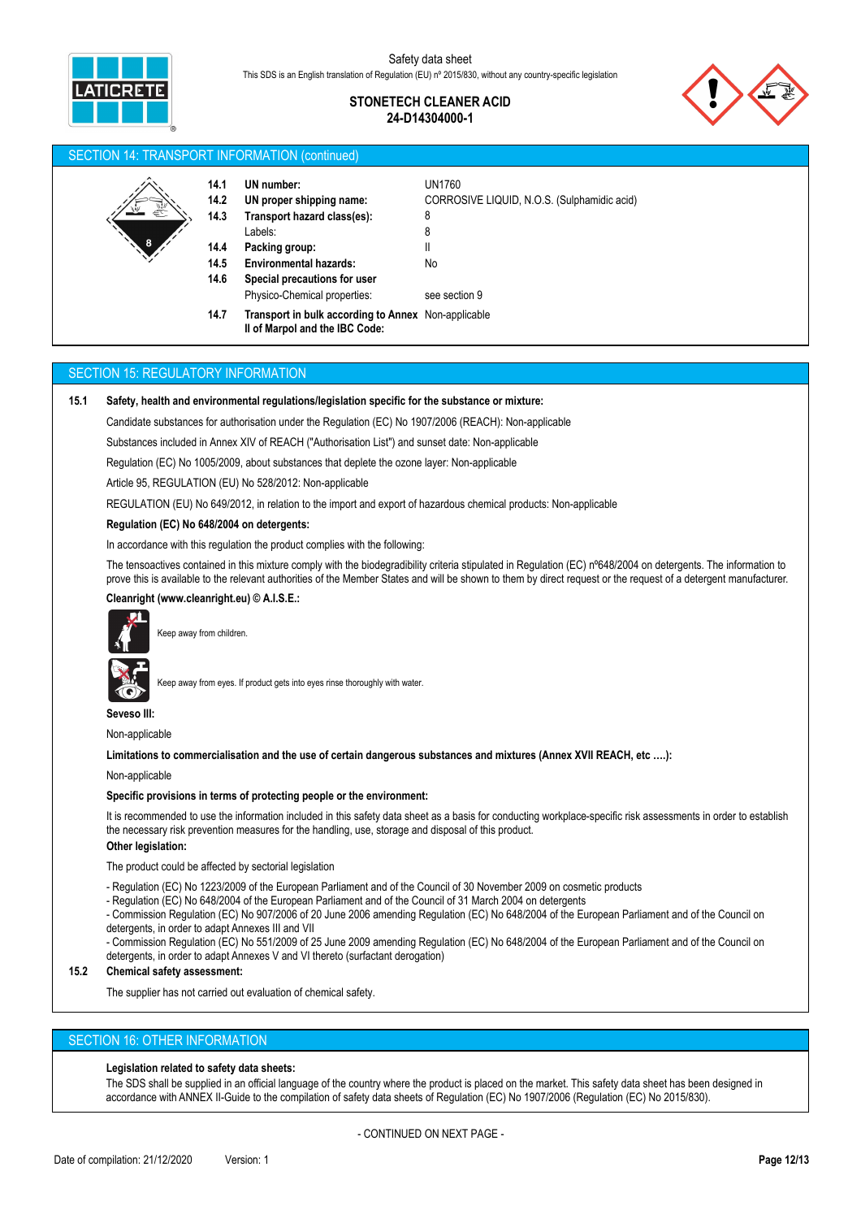## SECTION 14: TRANSPORT INFORMATION (continued)

| | | | |
|---|---|---|---|
| 14.1 | **UN number:** | UN1760 |
| 14.2 | **UN proper shipping name:** | CORROSIVE LIQUID, N.O.S. (Sulphamidic acid) |
| 14.3 | **Transport hazard class(es):** | 8 |
| | Labels: | 8 |
| 14.4 | **Packing group:** | II |
| 14.5 | **Environmental hazards:** | No |
| 14.6 | **Special precautions for user** | |
| | Physico-Chemical properties: | see section 9 |
| 14.7 | **Transport in bulk according to Annex II of Marpol and the IBC Code:** | Non-applicable |

## SECTION 15: REGULATORY INFORMATION

**15.1 Safety, health and environmental regulations/legislation specific for the substance or mixture:**

Candidate substances for authorisation under the Regulation (EC) No 1907/2006 (REACH): Non-applicable

Substances included in Annex XIV of REACH ("Authorisation List") and sunset date: Non-applicable

Regulation (EC) No 1005/2009, about substances that deplete the ozone layer: Non-applicable

Article 95, REGULATION (EU) No 528/2012: Non-applicable

REGULATION (EU) No 649/2012, in relation to the import and export of hazardous chemical products: Non-applicable

**Regulation (EC) No 648/2004 on detergents:**

In accordance with this regulation the product complies with the following:

The tensoactives contained in this mixture comply with the biodegradibility criteria stipulated in Regulation (EC) nº648/2004 on detergents. The information to prove this is available to the relevant authorities of the Member States and will be shown to them by direct request or the request of a detergent manufacturer.

**Cleanright (www.cleanright.eu) © A.I.S.E.:**

Keep away from children.

Keep away from eyes. If product gets into eyes rinse thoroughly with water.

**Seveso III:**

Non-applicable

**Limitations to commercialisation and the use of certain dangerous substances and mixtures (Annex XVII REACH, etc ….):**

Non-applicable

**Specific provisions in terms of protecting people or the environment:**

It is recommended to use the information included in this safety data sheet as a basis for conducting workplace-specific risk assessments in order to establish the necessary risk prevention measures for the handling, use, storage and disposal of this product.

**Other legislation:**

The product could be affected by sectorial legislation

- Regulation (EC) No 1223/2009 of the European Parliament and of the Council of 30 November 2009 on cosmetic products
- Regulation (EC) No 648/2004 of the European Parliament and of the Council of 31 March 2004 on detergents
- Commission Regulation (EC) No 907/2006 of 20 June 2006 amending Regulation (EC) No 648/2004 of the European Parliament and of the Council on detergents, in order to adapt Annexes III and VII
- Commission Regulation (EC) No 551/2009 of 25 June 2009 amending Regulation (EC) No 648/2004 of the European Parliament and of the Council on detergents, in order to adapt Annexes V and VI thereto (surfactant derogation)

**15.2 Chemical safety assessment:**

The supplier has not carried out evaluation of chemical safety.

## SECTION 16: OTHER INFORMATION

**Legislation related to safety data sheets:**

The SDS shall be supplied in an official language of the country where the product is placed on the market. This safety data sheet has been designed in accordance with ANNEX II-Guide to the compilation of safety data sheets of Regulation (EC) No 1907/2006 (Regulation (EC) No 2015/830).

- CONTINUED ON NEXT PAGE -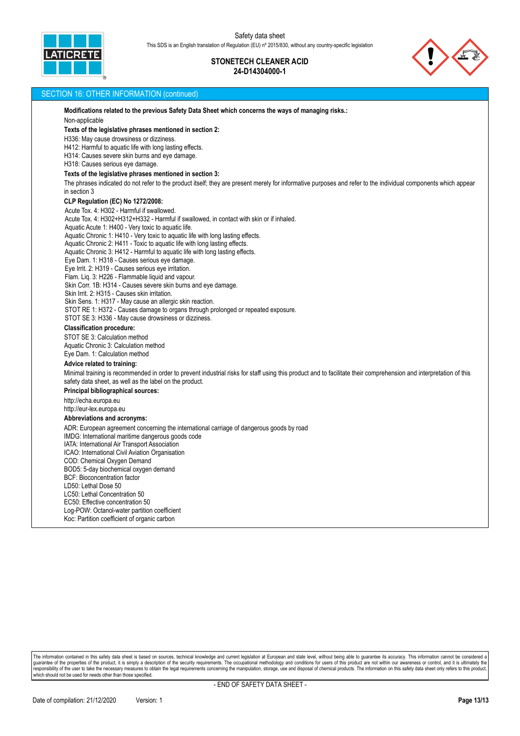## SECTION 16: OTHER INFORMATION (continued)

**Modifications related to the previous Safety Data Sheet which concerns the ways of managing risks.:**

Non-applicable

**Texts of the legislative phrases mentioned in section 2:**

H336: May cause drowsiness or dizziness.
H412: Harmful to aquatic life with long lasting effects.
H314: Causes severe skin burns and eye damage.
H318: Causes serious eye damage.

**Texts of the legislative phrases mentioned in section 3:**

The phrases indicated do not refer to the product itself; they are present merely for informative purposes and refer to the individual components which appear in section 3

**CLP Regulation (EC) No 1272/2008:**

Acute Tox. 4: H302 - Harmful if swallowed.
Acute Tox. 4: H302+H312+H332 - Harmful if swallowed, in contact with skin or if inhaled.
Aquatic Acute 1: H400 - Very toxic to aquatic life.
Aquatic Chronic 1: H410 - Very toxic to aquatic life with long lasting effects.
Aquatic Chronic 2: H411 - Toxic to aquatic life with long lasting effects.
Aquatic Chronic 3: H412 - Harmful to aquatic life with long lasting effects.
Eye Dam. 1: H318 - Causes serious eye damage.
Eye Irrit. 2: H319 - Causes serious eye irritation.
Flam. Liq. 3: H226 - Flammable liquid and vapour.
Skin Corr. 1B: H314 - Causes severe skin burns and eye damage.
Skin Irrit. 2: H315 - Causes skin irritation.
Skin Sens. 1: H317 - May cause an allergic skin reaction.
STOT RE 1: H372 - Causes damage to organs through prolonged or repeated exposure.
STOT SE 3: H336 - May cause drowsiness or dizziness.

**Classification procedure:**

STOT SE 3: Calculation method
Aquatic Chronic 3: Calculation method
Eye Dam. 1: Calculation method

**Advice related to training:**

Minimal training is recommended in order to prevent industrial risks for staff using this product and to facilitate their comprehension and interpretation of this safety data sheet, as well as the label on the product.

**Principal bibliographical sources:**

http://echa.europa.eu
http://eur-lex.europa.eu

**Abbreviations and acronyms:**

ADR: European agreement concerning the international carriage of dangerous goods by road
IMDG: International maritime dangerous goods code
IATA: International Air Transport Association
ICAO: International Civil Aviation Organisation
COD: Chemical Oxygen Demand
BOD5: 5-day biochemical oxygen demand
BCF: Bioconcentration factor
LD50: Lethal Dose 50
LC50: Lethal Concentration 50
EC50: Effective concentration 50
Log-POW: Octanol-water partition coefficient
Koc: Partition coefficient of organic carbon

The information contained in this safety data sheet is based on sources, technical knowledge and current legislation at European and state level, without being able to guarantee its accuracy. This information cannot be considered a guarantee of the properties of the product, it is simply a description of the security requirements. The occupational methodology and conditions for users of this product are not within our awareness or control, and it is ultimately the responsibility of the user to take the necessary measures to obtain the legal requirements concerning the manipulation, storage, use and disposal of chemical products. The information on this safety data sheet only refers to this product, which should not be used for needs other than those specified.

- END OF SAFETY DATA SHEET -